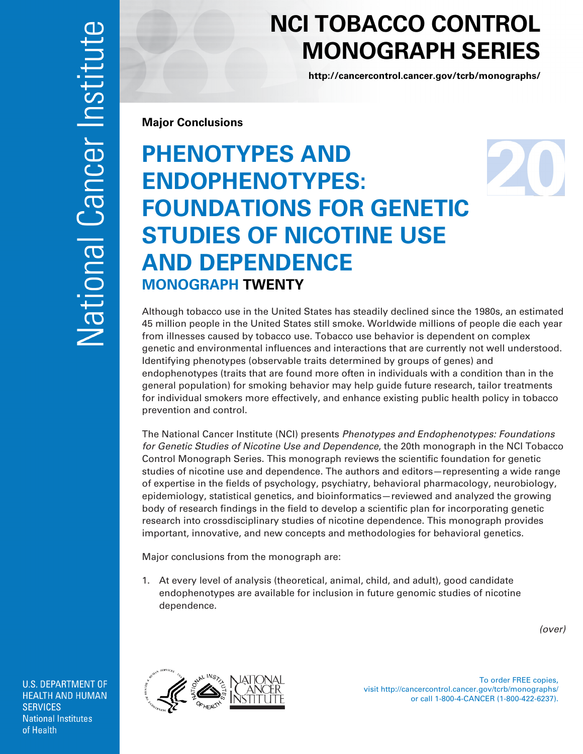# NCI TOBACCO CONTROL MONOGRAPH SERIES

http://cancercontrol.cancer.gov/tcrb/monographs/

National Cancer Institute

**Major Conclusions**

## PHENOTYPES AND ENDOPHENOTYPES: FOUNDATIONS FOR GENETIC STUDIES OF NICOTINE USE AND DEPENDENCE

### MONOGRAPH TWENTY

20

Although tobacco use in the United States has steadily declined since the 1980s, an estimated 45 million people in the United States still smoke. Worldwide millions of people die each year from illnesses caused by tobacco use. Tobacco use behavior is dependent on complex genetic and environmental influences and interactions that are currently not well understood. Identifying phenotypes (observable traits determined by groups of genes) and endophenotypes (traits that are found more often in individuals with a condition than in the general population) for smoking behavior may help guide future research, tailor treatments for individual smokers more effectively, and enhance existing public health policy in tobacco prevention and control.

The National Cancer Institute (NCI) presents *Phenotypes and Endophenotypes: Foundations for Genetic Studies of Nicotine Use and Dependence*, the 20th monograph in the NCI Tobacco Control Monograph Series. This monograph reviews the scientific foundation for genetic studies of nicotine use and dependence. The authors and editors—representing a wide range of expertise in the fields of psychology, psychiatry, behavioral pharmacology, neurobiology, epidemiology, statistical genetics, and bioinformatics—reviewed and analyzed the growing body of research findings in the field to develop a scientific plan for incorporating genetic research into crossdisciplinary studies of nicotine dependence. This monograph provides important, innovative, and new concepts and methodologies for behavioral genetics.

Major conclusions from the monograph are:

1. At every level of analysis (theoretical, animal, child, and adult), good candidate endophenotypes are available for inclusion in future genomic studies of nicotine dependence.

*(over)*

U.S. DEPARTMENT OF HEALTH AND HUMAN SERVICES
National Institutes of Health

To order FREE copies, visit http://cancercontrol.cancer.gov/tcrb/monographs/ or call 1-800-4-CANCER (1-800-422-6237).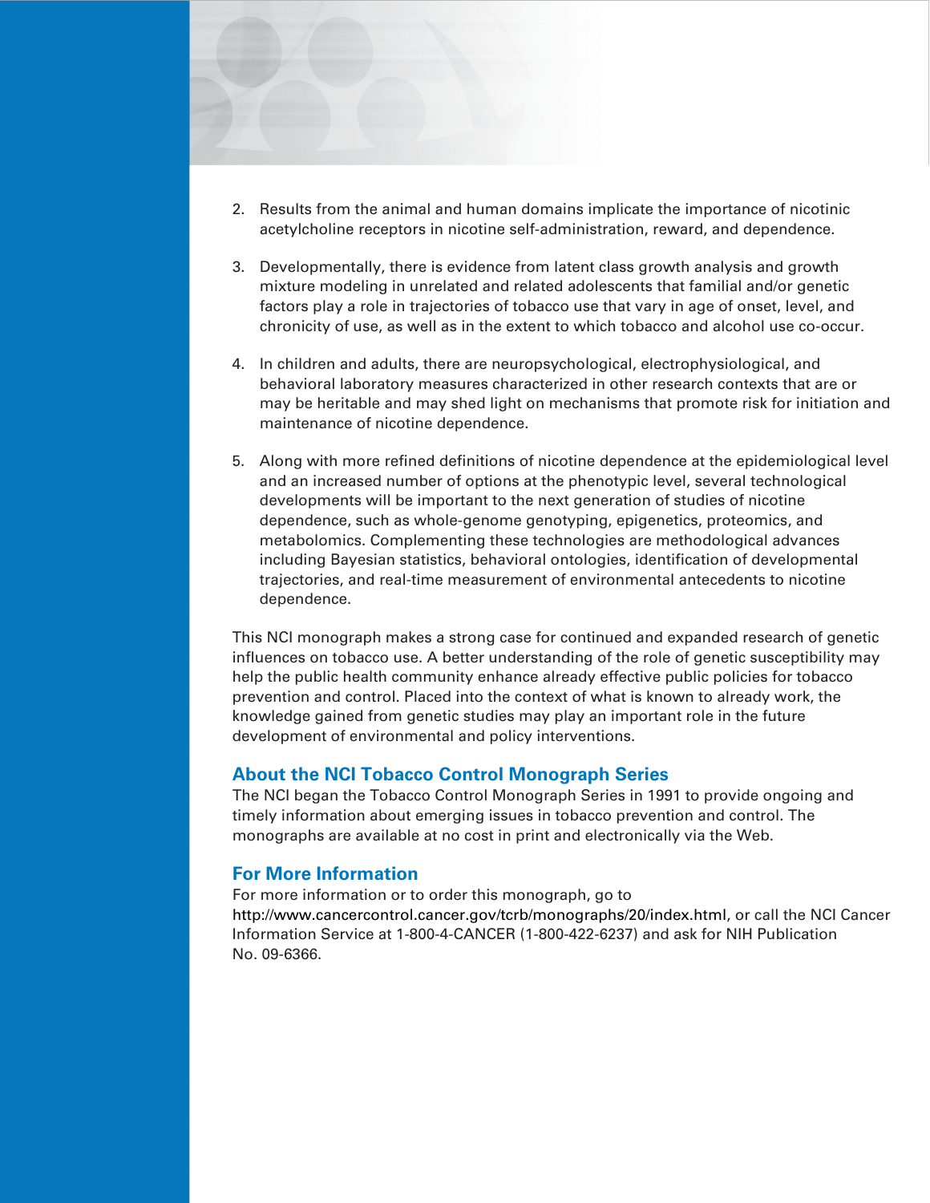2. Results from the animal and human domains implicate the importance of nicotinic acetylcholine receptors in nicotine self-administration, reward, and dependence.

3. Developmentally, there is evidence from latent class growth analysis and growth mixture modeling in unrelated and related adolescents that familial and/or genetic factors play a role in trajectories of tobacco use that vary in age of onset, level, and chronicity of use, as well as in the extent to which tobacco and alcohol use co-occur.

4. In children and adults, there are neuropsychological, electrophysiological, and behavioral laboratory measures characterized in other research contexts that are or may be heritable and may shed light on mechanisms that promote risk for initiation and maintenance of nicotine dependence.

5. Along with more refined definitions of nicotine dependence at the epidemiological level and an increased number of options at the phenotypic level, several technological developments will be important to the next generation of studies of nicotine dependence, such as whole-genome genotyping, epigenetics, proteomics, and metabolomics. Complementing these technologies are methodological advances including Bayesian statistics, behavioral ontologies, identification of developmental trajectories, and real-time measurement of environmental antecedents to nicotine dependence.

This NCI monograph makes a strong case for continued and expanded research of genetic influences on tobacco use. A better understanding of the role of genetic susceptibility may help the public health community enhance already effective public policies for tobacco prevention and control. Placed into the context of what is known to already work, the knowledge gained from genetic studies may play an important role in the future development of environmental and policy interventions.

## About the NCI Tobacco Control Monograph Series

The NCI began the Tobacco Control Monograph Series in 1991 to provide ongoing and timely information about emerging issues in tobacco prevention and control. The monographs are available at no cost in print and electronically via the Web.

## For More Information

For more information or to order this monograph, go to http://www.cancercontrol.cancer.gov/tcrb/monographs/20/index.html, or call the NCI Cancer Information Service at 1-800-4-CANCER (1-800-422-6237) and ask for NIH Publication No. 09-6366.